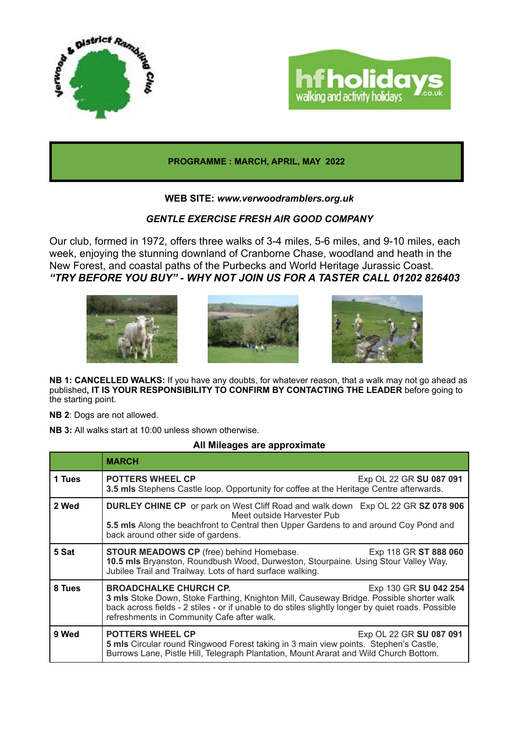## PROGRAMME : MARCH, APRIL, MAY 2022

**WEB SITE: *www.verwoodramblers.org.uk***

***GENTLE EXERCISE FRESH AIR GOOD COMPANY***

Our club, formed in 1972, offers three walks of 3-4 miles, 5-6 miles, and 9-10 miles, each week, enjoying the stunning downland of Cranborne Chase, woodland and heath in the New Forest, and coastal paths of the Purbecks and World Heritage Jurassic Coast.
***"TRY BEFORE YOU BUY" - WHY NOT JOIN US FOR A TASTER CALL 01202 826403***

**NB 1: CANCELLED WALKS:** If you have any doubts, for whatever reason, that a walk may not go ahead as published**, IT IS YOUR RESPONSIBILITY TO CONFIRM BY CONTACTING THE LEADER** before going to the starting point.

**NB 2**: Dogs are not allowed.

**NB 3:** All walks start at 10:00 unless shown otherwise.

**All Mileages are approximate**

| | **MARCH** |
|---|---|
| **1 Tues** | **POTTERS WHEEL CP** Exp OL 22 GR **SU 087 091**<br>**3.5 mls** Stephens Castle loop. Opportunity for coffee at the Heritage Centre afterwards. |
| **2 Wed** | **DURLEY CHINE CP** or park on West Cliff Road and walk down Exp OL 22 GR **SZ 078 906**<br>Meet outside Harvester Pub<br>**5.5 mls** Along the beachfront to Central then Upper Gardens to and around Coy Pond and back around other side of gardens. |
| **5 Sat** | **STOUR MEADOWS CP** (free) behind Homebase. Exp 118 GR **ST 888 060**<br>**10.5 mls** Bryanston, Roundbush Wood, Durweston, Stourpaine. Using Stour Valley Way, Jubilee Trail and Trailway. Lots of hard surface walking. |
| **8 Tues** | **BROADCHALKE CHURCH CP.** Exp 130 GR **SU 042 254**<br>**3 mls** Stoke Down, Stoke Farthing, Knighton Mill, Causeway Bridge. Possible shorter walk back across fields - 2 stiles - or if unable to do stiles slightly longer by quiet roads. Possible refreshments in Community Cafe after walk. |
| **9 Wed** | **POTTERS WHEEL CP** Exp OL 22 GR **SU 087 091**<br>**5 mls** Circular round Ringwood Forest taking in 3 main view points. Stephen's Castle, Burrows Lane, Pistle Hill, Telegraph Plantation, Mount Ararat and Wild Church Bottom. |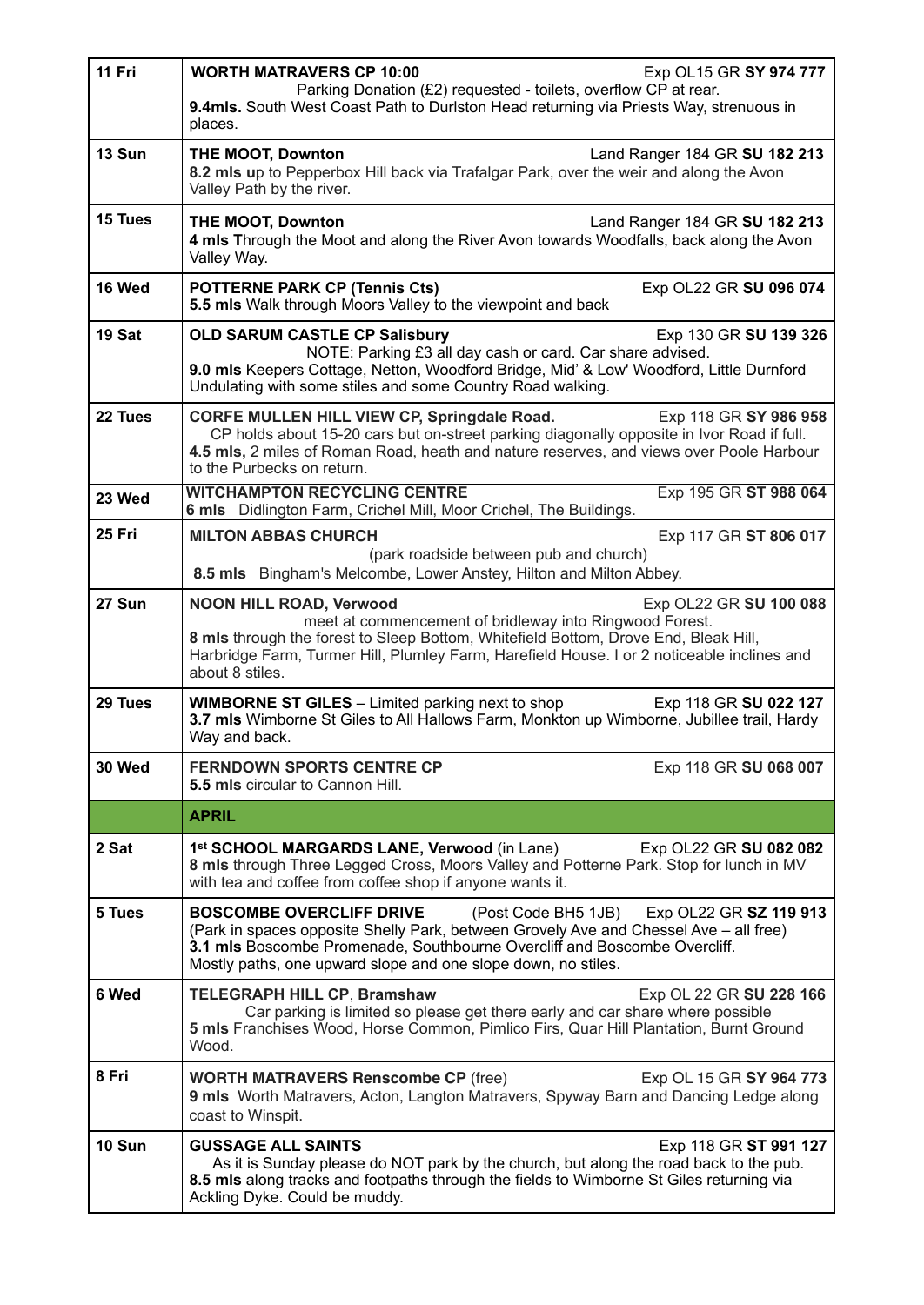| | |
|---|---|
| **11 Fri** | **WORTH MATRAVERS CP 10:00** Exp OL15 GR **SY 974 777**<br>Parking Donation (£2) requested - toilets, overflow CP at rear.<br>**9.4mls.** South West Coast Path to Durlston Head returning via Priests Way, strenuous in places. |
| **13 Sun** | **THE MOOT, Downton** Land Ranger 184 GR **SU 182 213**<br>**8.2 mls u**p to Pepperbox Hill back via Trafalgar Park, over the weir and along the Avon Valley Path by the river. |
| **15 Tues** | **THE MOOT, Downton** Land Ranger 184 GR **SU 182 213**<br>**4 mls T**hrough the Moot and along the River Avon towards Woodfalls, back along the Avon Valley Way. |
| **16 Wed** | **POTTERNE PARK CP (Tennis Cts)** Exp OL22 GR **SU 096 074**<br>**5.5 mls** Walk through Moors Valley to the viewpoint and back |
| **19 Sat** | **OLD SARUM CASTLE CP Salisbury** Exp 130 GR **SU 139 326**<br>NOTE: Parking £3 all day cash or card. Car share advised.<br>**9.0 mls** Keepers Cottage, Netton, Woodford Bridge, Mid' & Low' Woodford, Little Durnford Undulating with some stiles and some Country Road walking. |
| **22 Tues** | **CORFE MULLEN HILL VIEW CP, Springdale Road.** Exp 118 GR **SY 986 958**<br>CP holds about 15-20 cars but on-street parking diagonally opposite in Ivor Road if full.<br>**4.5 mls,** 2 miles of Roman Road, heath and nature reserves, and views over Poole Harbour to the Purbecks on return. |
| **23 Wed** | **WITCHAMPTON RECYCLING CENTRE** Exp 195 GR **ST 988 064**<br>**6 mls** Didlington Farm, Crichel Mill, Moor Crichel, The Buildings. |
| **25 Fri** | **MILTON ABBAS CHURCH** Exp 117 GR **ST 806 017**<br>(park roadside between pub and church)<br>**8.5 mls** Bingham's Melcombe, Lower Anstey, Hilton and Milton Abbey. |
| **27 Sun** | **NOON HILL ROAD, Verwood** Exp OL22 GR **SU 100 088**<br>meet at commencement of bridleway into Ringwood Forest.<br>**8 mls** through the forest to Sleep Bottom, Whitefield Bottom, Drove End, Bleak Hill, Harbridge Farm, Turmer Hill, Plumley Farm, Harefield House. I or 2 noticeable inclines and about 8 stiles. |
| **29 Tues** | **WIMBORNE ST GILES** – Limited parking next to shop Exp 118 GR **SU 022 127**<br>**3.7 mls** Wimborne St Giles to All Hallows Farm, Monkton up Wimborne, Jubillee trail, Hardy Way and back. |
| **30 Wed** | **FERNDOWN SPORTS CENTRE CP** Exp 118 GR **SU 068 007**<br>**5.5 mls** circular to Cannon Hill. |
| | **APRIL** |
| **2 Sat** | **1st SCHOOL MARGARDS LANE, Verwood** (in Lane) Exp OL22 GR **SU 082 082**<br>**8 mls** through Three Legged Cross, Moors Valley and Potterne Park. Stop for lunch in MV with tea and coffee from coffee shop if anyone wants it. |
| **5 Tues** | **BOSCOMBE OVERCLIFF DRIVE** (Post Code BH5 1JB) Exp OL22 GR **SZ 119 913**<br>(Park in spaces opposite Shelly Park, between Grovely Ave and Chessel Ave – all free)<br>**3.1 mls** Boscombe Promenade, Southbourne Overcliff and Boscombe Overcliff.<br>Mostly paths, one upward slope and one slope down, no stiles. |
| **6 Wed** | **TELEGRAPH HILL CP, Bramshaw** Exp OL 22 GR **SU 228 166**<br>Car parking is limited so please get there early and car share where possible<br>**5 mls** Franchises Wood, Horse Common, Pimlico Firs, Quar Hill Plantation, Burnt Ground Wood. |
| **8 Fri** | **WORTH MATRAVERS Renscombe CP** (free) Exp OL 15 GR **SY 964 773**<br>**9 mls** Worth Matravers, Acton, Langton Matravers, Spyway Barn and Dancing Ledge along coast to Winspit. |
| **10 Sun** | **GUSSAGE ALL SAINTS** Exp 118 GR **ST 991 127**<br>As it is Sunday please do NOT park by the church, but along the road back to the pub.<br>**8.5 mls** along tracks and footpaths through the fields to Wimborne St Giles returning via Ackling Dyke. Could be muddy. |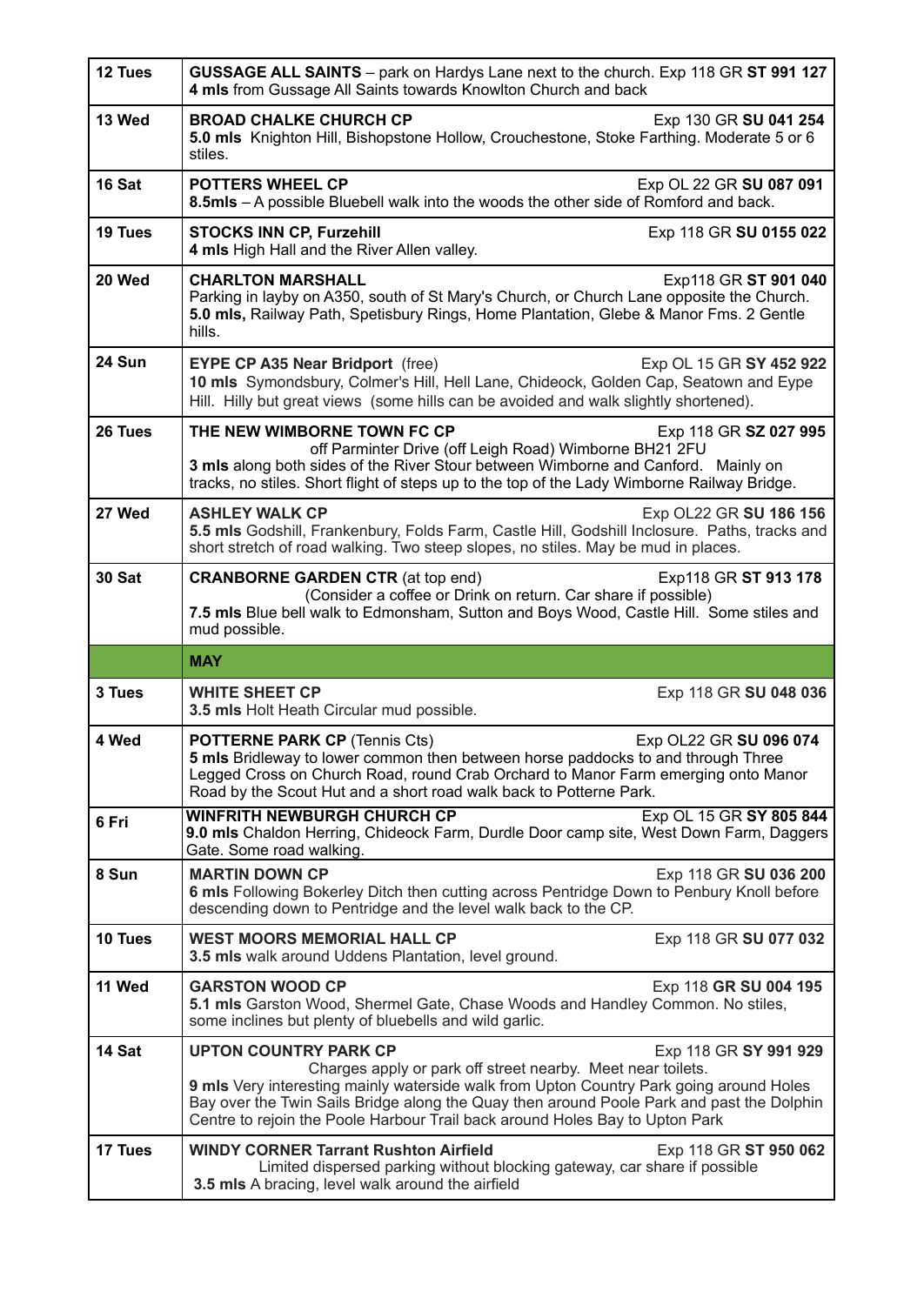| | |
|---|---|
| **12 Tues** | **GUSSAGE ALL SAINTS** – park on Hardys Lane next to the church. Exp 118 GR **ST 991 127**<br>**4 mls** from Gussage All Saints towards Knowlton Church and back |
| **13 Wed** | **BROAD CHALKE CHURCH CP** Exp 130 GR **SU 041 254**<br>**5.0 mls** Knighton Hill, Bishopstone Hollow, Crouchestone, Stoke Farthing. Moderate 5 or 6 stiles. |
| **16 Sat** | **POTTERS WHEEL CP** Exp OL 22 GR **SU 087 091**<br>**8.5mls** – A possible Bluebell walk into the woods the other side of Romford and back. |
| **19 Tues** | **STOCKS INN CP, Furzehill** Exp 118 GR **SU 0155 022**<br>**4 mls** High Hall and the River Allen valley. |
| **20 Wed** | **CHARLTON MARSHALL** Exp118 GR **ST 901 040**<br>Parking in layby on A350, south of St Mary's Church, or Church Lane opposite the Church.<br>**5.0 mls,** Railway Path, Spetisbury Rings, Home Plantation, Glebe & Manor Fms. 2 Gentle hills. |
| **24 Sun** | **EYPE CP A35 Near Bridport** (free) Exp OL 15 GR **SY 452 922**<br>**10 mls** Symondsbury, Colmer's Hill, Hell Lane, Chideock, Golden Cap, Seatown and Eype Hill. Hilly but great views (some hills can be avoided and walk slightly shortened). |
| **26 Tues** | **THE NEW WIMBORNE TOWN FC CP** Exp 118 GR **SZ 027 995**<br>off Parminter Drive (off Leigh Road) Wimborne BH21 2FU<br>**3 mls** along both sides of the River Stour between Wimborne and Canford. Mainly on tracks, no stiles. Short flight of steps up to the top of the Lady Wimborne Railway Bridge. |
| **27 Wed** | **ASHLEY WALK CP** Exp OL22 GR **SU 186 156**<br>**5.5 mls** Godshill, Frankenbury, Folds Farm, Castle Hill, Godshill Inclosure. Paths, tracks and short stretch of road walking. Two steep slopes, no stiles. May be mud in places. |
| **30 Sat** | **CRANBORNE GARDEN CTR** (at top end) Exp118 GR **ST 913 178**<br>(Consider a coffee or Drink on return. Car share if possible)<br>**7.5 mls** Blue bell walk to Edmonsham, Sutton and Boys Wood, Castle Hill. Some stiles and mud possible. |
| | **MAY** |
| **3 Tues** | **WHITE SHEET CP** Exp 118 GR **SU 048 036**<br>**3.5 mls** Holt Heath Circular mud possible. |
| **4 Wed** | **POTTERNE PARK CP** (Tennis Cts) Exp OL22 GR **SU 096 074**<br>**5 mls** Bridleway to lower common then between horse paddocks to and through Three Legged Cross on Church Road, round Crab Orchard to Manor Farm emerging onto Manor Road by the Scout Hut and a short road walk back to Potterne Park. |
| **6 Fri** | **WINFRITH NEWBURGH CHURCH CP** Exp OL 15 GR **SY 805 844**<br>**9.0 mls** Chaldon Herring, Chideock Farm, Durdle Door camp site, West Down Farm, Daggers Gate. Some road walking. |
| **8 Sun** | **MARTIN DOWN CP** Exp 118 GR **SU 036 200**<br>**6 mls** Following Bokerley Ditch then cutting across Pentridge Down to Penbury Knoll before descending down to Pentridge and the level walk back to the CP. |
| **10 Tues** | **WEST MOORS MEMORIAL HALL CP** Exp 118 GR **SU 077 032**<br>**3.5 mls** walk around Uddens Plantation, level ground. |
| **11 Wed** | **GARSTON WOOD CP** Exp 118 **GR SU 004 195**<br>**5.1 mls** Garston Wood, Shermel Gate, Chase Woods and Handley Common. No stiles, some inclines but plenty of bluebells and wild garlic. |
| **14 Sat** | **UPTON COUNTRY PARK CP** Exp 118 GR **SY 991 929**<br>Charges apply or park off street nearby. Meet near toilets.<br>**9 mls** Very interesting mainly waterside walk from Upton Country Park going around Holes Bay over the Twin Sails Bridge along the Quay then around Poole Park and past the Dolphin Centre to rejoin the Poole Harbour Trail back around Holes Bay to Upton Park |
| **17 Tues** | **WINDY CORNER Tarrant Rushton Airfield** Exp 118 GR **ST 950 062**<br>Limited dispersed parking without blocking gateway, car share if possible<br>**3.5 mls** A bracing, level walk around the airfield |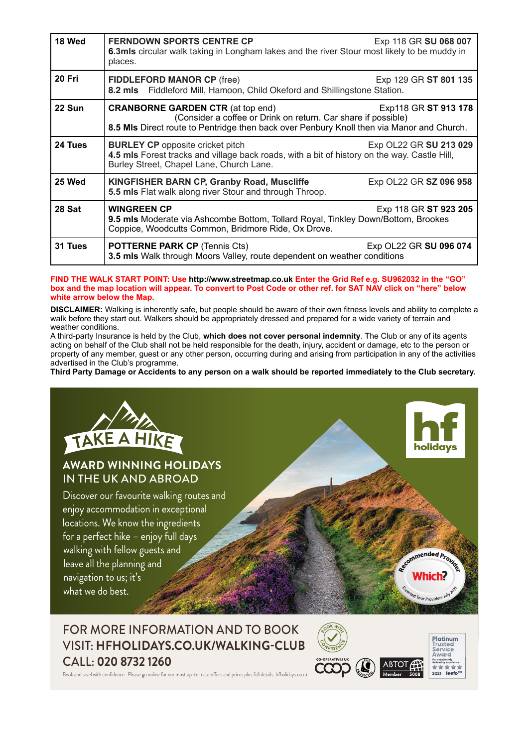| | |
|---|---|
| **18 Wed** | **FERNDOWN SPORTS CENTRE CP** Exp 118 GR **SU 068 007**<br>**6.3mls** circular walk taking in Longham lakes and the river Stour most likely to be muddy in places. |
| **20 Fri** | **FIDDLEFORD MANOR CP** (free) Exp 129 GR **ST 801 135**<br>**8.2 mls** Fiddleford Mill, Hamoon, Child Okeford and Shillingstone Station. |
| **22 Sun** | **CRANBORNE GARDEN CTR** (at top end) Exp118 GR **ST 913 178**<br>(Consider a coffee or Drink on return. Car share if possible)<br>**8.5 Mls** Direct route to Pentridge then back over Penbury Knoll then via Manor and Church. |
| **24 Tues** | **BURLEY CP** opposite cricket pitch Exp OL22 GR **SU 213 029**<br>**4.5 mls** Forest tracks and village back roads, with a bit of history on the way. Castle Hill, Burley Street, Chapel Lane, Church Lane. |
| **25 Wed** | **KINGFISHER BARN CP, Granby Road, Muscliffe** Exp OL22 GR **SZ 096 958**<br>**5.5 mls** Flat walk along river Stour and through Throop. |
| **28 Sat** | **WINGREEN CP** Exp 118 GR **ST 923 205**<br>**9.5 mls** Moderate via Ashcombe Bottom, Tollard Royal, Tinkley Down/Bottom, Brookes Coppice, Woodcutts Common, Bridmore Ride, Ox Drove. |
| **31 Tues** | **POTTERNE PARK CP** (Tennis Cts) Exp OL22 GR **SU 096 074**<br>**3.5 mls** Walk through Moors Valley, route dependent on weather conditions |

**FIND THE WALK START POINT: Use http://www.streetmap.co.uk Enter the Grid Ref e.g. SU962032 in the "GO" box and the map location will appear. To convert to Post Code or other ref. for SAT NAV click on "here" below white arrow below the Map.**

**DISCLAIMER:** Walking is inherently safe, but people should be aware of their own fitness levels and ability to complete a walk before they start out. Walkers should be appropriately dressed and prepared for a wide variety of terrain and weather conditions.

A third-party Insurance is held by the Club, **which does not cover personal indemnity**. The Club or any of its agents acting on behalf of the Club shall not be held responsible for the death, injury, accident or damage, etc to the person or property of any member, guest or any other person, occurring during and arising from participation in any of the activities advertised in the Club's programme.

**Third Party Damage or Accidents to any person on a walk should be reported immediately to the Club secretary.**

TAKE A HIKE

AWARD WINNING HOLIDAYS IN THE UK AND ABROAD

Discover our favourite walking routes and enjoy accommodation in exceptional locations. We know the ingredients for a perfect hike – enjoy full days walking with fellow guests and leave all the planning and navigation to us; it's what we do best.

hf holidays

Recommended Provider Which? Escorted Tour Providers July 2021

FOR MORE INFORMATION AND TO BOOK VISIT: **HFHOLIDAYS.CO.UK/WALKING-CLUB**

CALL: **020 8732 1260**

Book and tavel with confidence . Please go online for our most up-to-date offers and prices plus full details: hfholidays.co.uk

Book with Confidence · Co-operatives UK · ATOL Protected · ABTOT Member 5008 · Platinum Trusted Service Award 2021 feefo